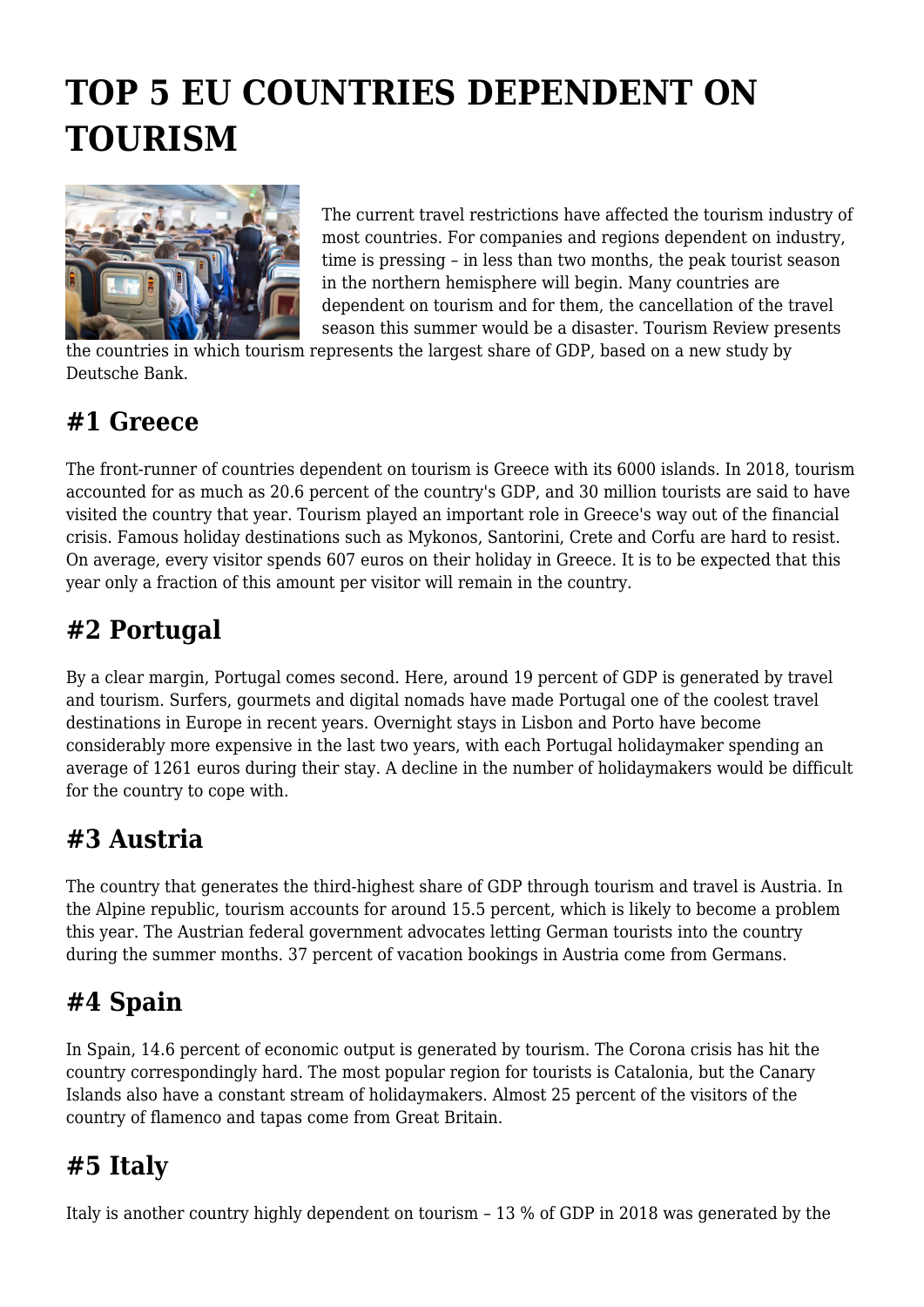# TOP 5 EU COUNTRIES DEPENDENT ON TOURISM

The current travel restrictions have affected the tourism industry of most countries. For companies and regions dependent on industry, time is pressing – in less than two months, the peak tourist season in the northern hemisphere will begin. Many countries are dependent on tourism and for them, the cancellation of the travel season this summer would be a disaster. Tourism Review presents the countries in which tourism represents the largest share of GDP, based on a new study by Deutsche Bank.

## #1 Greece

The front-runner of countries dependent on tourism is Greece with its 6000 islands. In 2018, tourism accounted for as much as 20.6 percent of the country's GDP, and 30 million tourists are said to have visited the country that year. Tourism played an important role in Greece's way out of the financial crisis. Famous holiday destinations such as Mykonos, Santorini, Crete and Corfu are hard to resist. On average, every visitor spends 607 euros on their holiday in Greece. It is to be expected that this year only a fraction of this amount per visitor will remain in the country.

## #2 Portugal

By a clear margin, Portugal comes second. Here, around 19 percent of GDP is generated by travel and tourism. Surfers, gourmets and digital nomads have made Portugal one of the coolest travel destinations in Europe in recent years. Overnight stays in Lisbon and Porto have become considerably more expensive in the last two years, with each Portugal holidaymaker spending an average of 1261 euros during their stay. A decline in the number of holidaymakers would be difficult for the country to cope with.

## #3 Austria

The country that generates the third-highest share of GDP through tourism and travel is Austria. In the Alpine republic, tourism accounts for around 15.5 percent, which is likely to become a problem this year. The Austrian federal government advocates letting German tourists into the country during the summer months. 37 percent of vacation bookings in Austria come from Germans.

## #4 Spain

In Spain, 14.6 percent of economic output is generated by tourism. The Corona crisis has hit the country correspondingly hard. The most popular region for tourists is Catalonia, but the Canary Islands also have a constant stream of holidaymakers. Almost 25 percent of the visitors of the country of flamenco and tapas come from Great Britain.

## #5 Italy

Italy is another country highly dependent on tourism – 13 % of GDP in 2018 was generated by the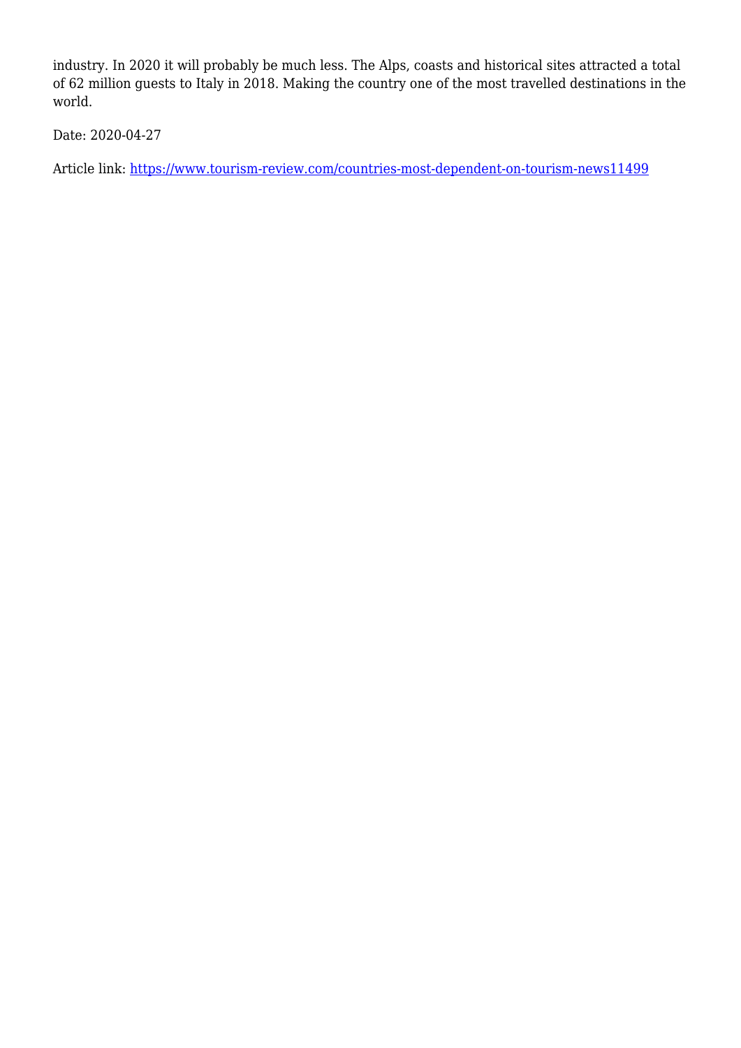industry. In 2020 it will probably be much less. The Alps, coasts and historical sites attracted a total of 62 million guests to Italy in 2018. Making the country one of the most travelled destinations in the world.

Date: 2020-04-27

Article link: [https://www.tourism-review.com/countries-most-dependent-on-tourism-news11499](https://www.tourism-review.com/countries-most-dependent-on-tourism-news11499)